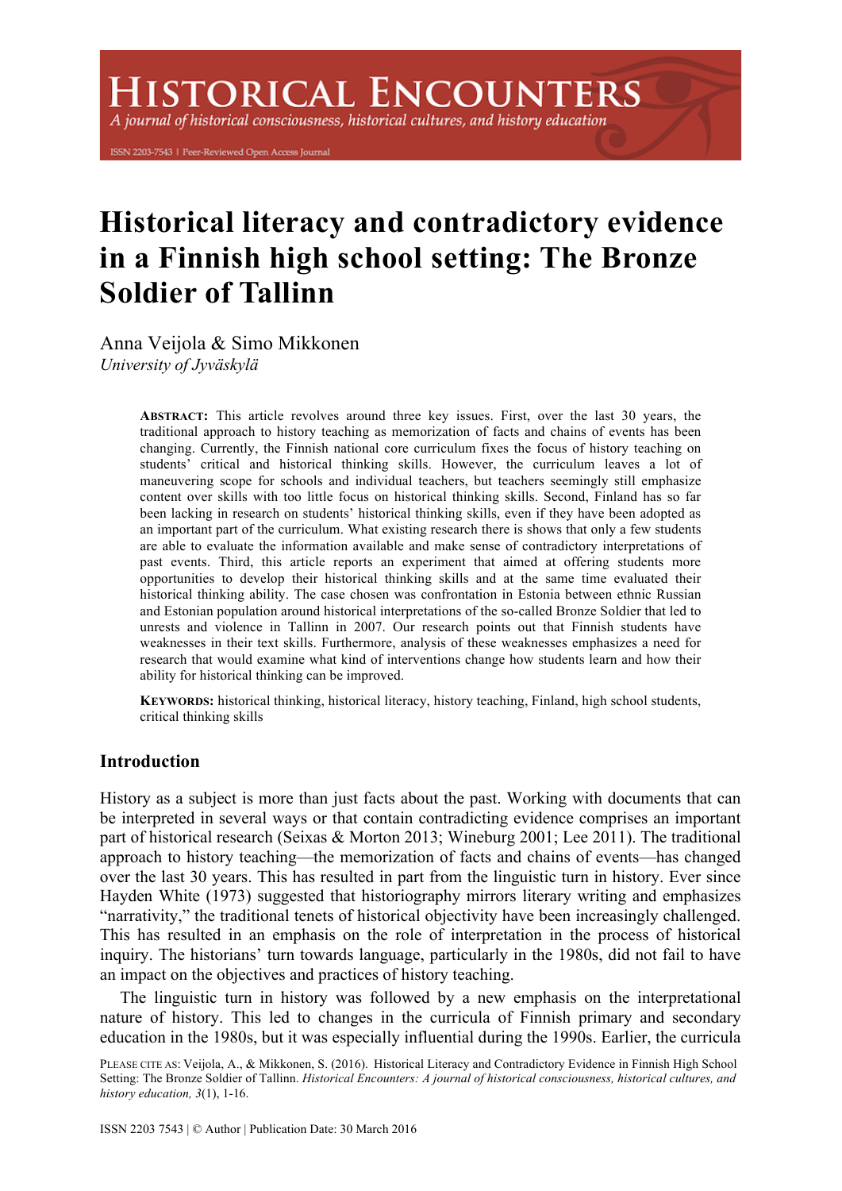# Historical literacy and contradictory evidence in a Finnish high school setting: The Bronze Soldier of Tallinn

Anna Veijola & Simo Mikkonen
*University of Jyväskylä*

**ABSTRACT:** This article revolves around three key issues. First, over the last 30 years, the traditional approach to history teaching as memorization of facts and chains of events has been changing. Currently, the Finnish national core curriculum fixes the focus of history teaching on students' critical and historical thinking skills. However, the curriculum leaves a lot of maneuvering scope for schools and individual teachers, but teachers seemingly still emphasize content over skills with too little focus on historical thinking skills. Second, Finland has so far been lacking in research on students' historical thinking skills, even if they have been adopted as an important part of the curriculum. What existing research there is shows that only a few students are able to evaluate the information available and make sense of contradictory interpretations of past events. Third, this article reports an experiment that aimed at offering students more opportunities to develop their historical thinking skills and at the same time evaluated their historical thinking ability. The case chosen was confrontation in Estonia between ethnic Russian and Estonian population around historical interpretations of the so-called Bronze Soldier that led to unrests and violence in Tallinn in 2007. Our research points out that Finnish students have weaknesses in their text skills. Furthermore, analysis of these weaknesses emphasizes a need for research that would examine what kind of interventions change how students learn and how their ability for historical thinking can be improved.

**KEYWORDS:** historical thinking, historical literacy, history teaching, Finland, high school students, critical thinking skills

## Introduction

History as a subject is more than just facts about the past. Working with documents that can be interpreted in several ways or that contain contradicting evidence comprises an important part of historical research (Seixas & Morton 2013; Wineburg 2001; Lee 2011). The traditional approach to history teaching—the memorization of facts and chains of events—has changed over the last 30 years. This has resulted in part from the linguistic turn in history. Ever since Hayden White (1973) suggested that historiography mirrors literary writing and emphasizes "narrativity," the traditional tenets of historical objectivity have been increasingly challenged. This has resulted in an emphasis on the role of interpretation in the process of historical inquiry. The historians' turn towards language, particularly in the 1980s, did not fail to have an impact on the objectives and practices of history teaching.

The linguistic turn in history was followed by a new emphasis on the interpretational nature of history. This led to changes in the curricula of Finnish primary and secondary education in the 1980s, but it was especially influential during the 1990s. Earlier, the curricula

PLEASE CITE AS: Veijola, A., & Mikkonen, S. (2016). Historical Literacy and Contradictory Evidence in Finnish High School Setting: The Bronze Soldier of Tallinn. *Historical Encounters: A journal of historical consciousness, historical cultures, and history education, 3*(1), 1-16.

ISSN 2203 7543 | © Author | Publication Date: 30 March 2016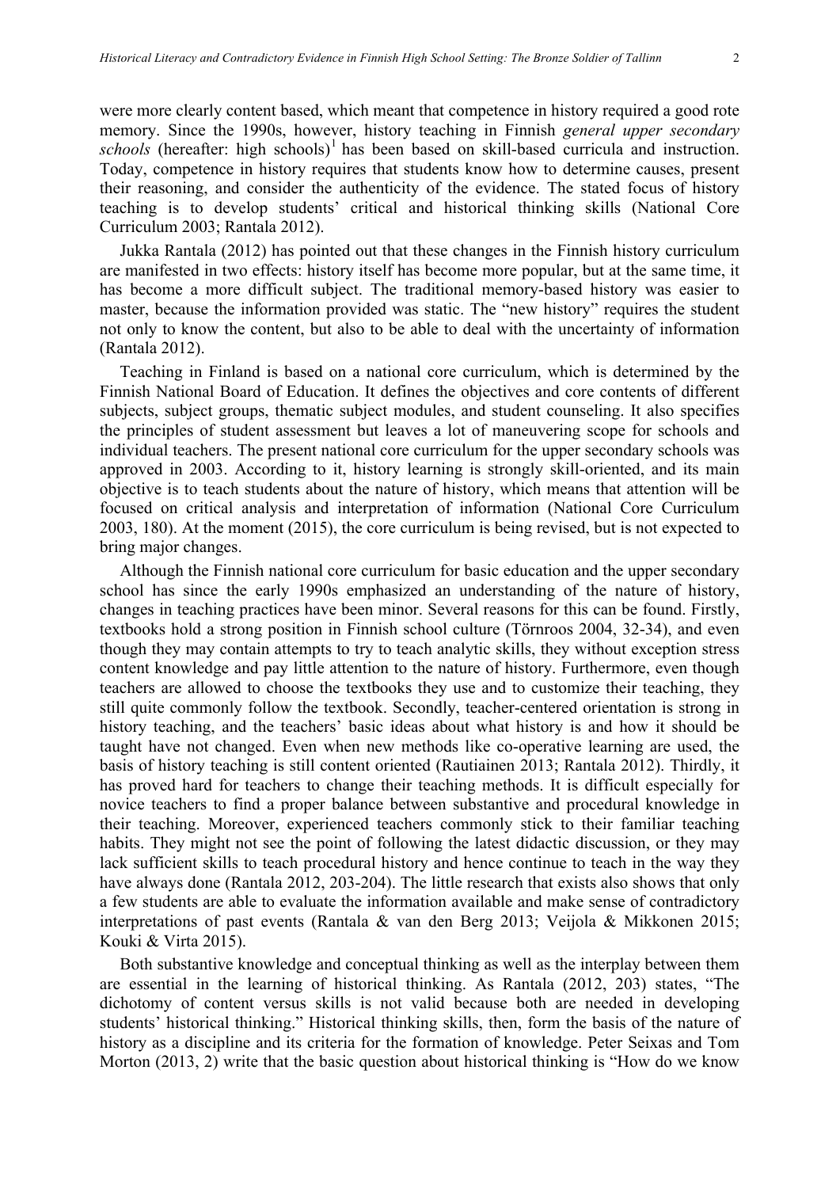were more clearly content based, which meant that competence in history required a good rote memory. Since the 1990s, however, history teaching in Finnish *general upper secondary schools* (hereafter: high schools)[1] has been based on skill-based curricula and instruction. Today, competence in history requires that students know how to determine causes, present their reasoning, and consider the authenticity of the evidence. The stated focus of history teaching is to develop students' critical and historical thinking skills (National Core Curriculum 2003; Rantala 2012).

Jukka Rantala (2012) has pointed out that these changes in the Finnish history curriculum are manifested in two effects: history itself has become more popular, but at the same time, it has become a more difficult subject. The traditional memory-based history was easier to master, because the information provided was static. The "new history" requires the student not only to know the content, but also to be able to deal with the uncertainty of information (Rantala 2012).

Teaching in Finland is based on a national core curriculum, which is determined by the Finnish National Board of Education. It defines the objectives and core contents of different subjects, subject groups, thematic subject modules, and student counseling. It also specifies the principles of student assessment but leaves a lot of maneuvering scope for schools and individual teachers. The present national core curriculum for the upper secondary schools was approved in 2003. According to it, history learning is strongly skill-oriented, and its main objective is to teach students about the nature of history, which means that attention will be focused on critical analysis and interpretation of information (National Core Curriculum 2003, 180). At the moment (2015), the core curriculum is being revised, but is not expected to bring major changes.

Although the Finnish national core curriculum for basic education and the upper secondary school has since the early 1990s emphasized an understanding of the nature of history, changes in teaching practices have been minor. Several reasons for this can be found. Firstly, textbooks hold a strong position in Finnish school culture (Törnroos 2004, 32-34), and even though they may contain attempts to try to teach analytic skills, they without exception stress content knowledge and pay little attention to the nature of history. Furthermore, even though teachers are allowed to choose the textbooks they use and to customize their teaching, they still quite commonly follow the textbook. Secondly, teacher-centered orientation is strong in history teaching, and the teachers' basic ideas about what history is and how it should be taught have not changed. Even when new methods like co-operative learning are used, the basis of history teaching is still content oriented (Rautiainen 2013; Rantala 2012). Thirdly, it has proved hard for teachers to change their teaching methods. It is difficult especially for novice teachers to find a proper balance between substantive and procedural knowledge in their teaching. Moreover, experienced teachers commonly stick to their familiar teaching habits. They might not see the point of following the latest didactic discussion, or they may lack sufficient skills to teach procedural history and hence continue to teach in the way they have always done (Rantala 2012, 203-204). The little research that exists also shows that only a few students are able to evaluate the information available and make sense of contradictory interpretations of past events (Rantala & van den Berg 2013; Veijola & Mikkonen 2015; Kouki & Virta 2015).

Both substantive knowledge and conceptual thinking as well as the interplay between them are essential in the learning of historical thinking. As Rantala (2012, 203) states, "The dichotomy of content versus skills is not valid because both are needed in developing students' historical thinking." Historical thinking skills, then, form the basis of the nature of history as a discipline and its criteria for the formation of knowledge. Peter Seixas and Tom Morton (2013, 2) write that the basic question about historical thinking is "How do we know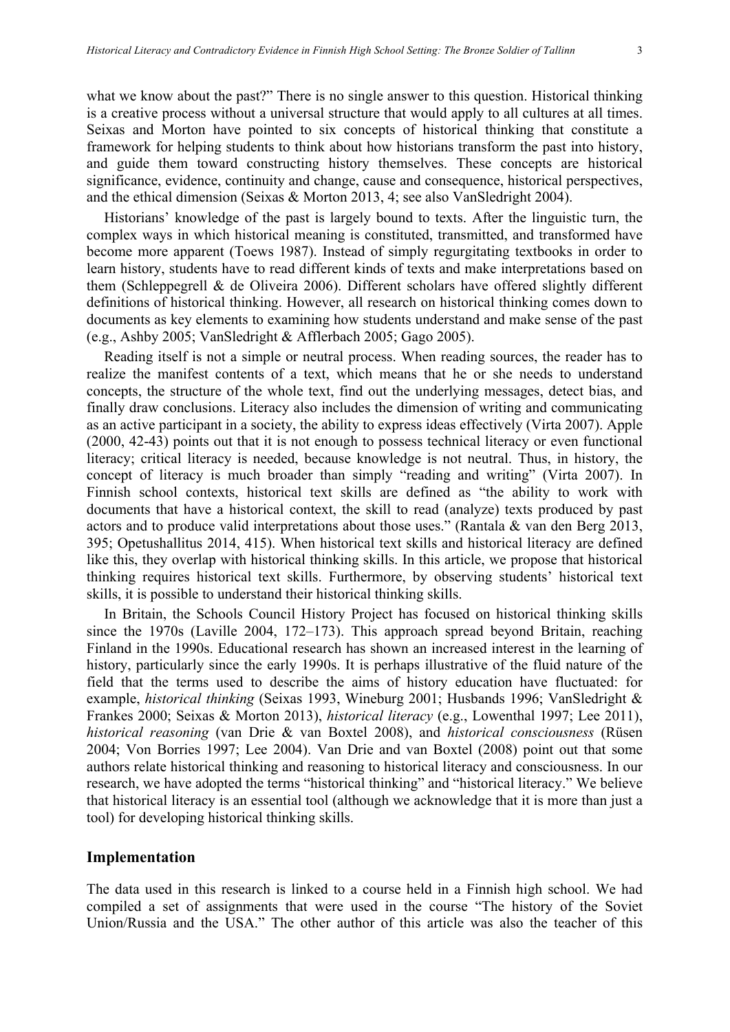what we know about the past?" There is no single answer to this question. Historical thinking is a creative process without a universal structure that would apply to all cultures at all times. Seixas and Morton have pointed to six concepts of historical thinking that constitute a framework for helping students to think about how historians transform the past into history, and guide them toward constructing history themselves. These concepts are historical significance, evidence, continuity and change, cause and consequence, historical perspectives, and the ethical dimension (Seixas & Morton 2013, 4; see also VanSledright 2004).

Historians' knowledge of the past is largely bound to texts. After the linguistic turn, the complex ways in which historical meaning is constituted, transmitted, and transformed have become more apparent (Toews 1987). Instead of simply regurgitating textbooks in order to learn history, students have to read different kinds of texts and make interpretations based on them (Schleppegrell & de Oliveira 2006). Different scholars have offered slightly different definitions of historical thinking. However, all research on historical thinking comes down to documents as key elements to examining how students understand and make sense of the past (e.g., Ashby 2005; VanSledright & Afflerbach 2005; Gago 2005).

Reading itself is not a simple or neutral process. When reading sources, the reader has to realize the manifest contents of a text, which means that he or she needs to understand concepts, the structure of the whole text, find out the underlying messages, detect bias, and finally draw conclusions. Literacy also includes the dimension of writing and communicating as an active participant in a society, the ability to express ideas effectively (Virta 2007). Apple (2000, 42-43) points out that it is not enough to possess technical literacy or even functional literacy; critical literacy is needed, because knowledge is not neutral. Thus, in history, the concept of literacy is much broader than simply "reading and writing" (Virta 2007). In Finnish school contexts, historical text skills are defined as "the ability to work with documents that have a historical context, the skill to read (analyze) texts produced by past actors and to produce valid interpretations about those uses." (Rantala & van den Berg 2013, 395; Opetushallitus 2014, 415). When historical text skills and historical literacy are defined like this, they overlap with historical thinking skills. In this article, we propose that historical thinking requires historical text skills. Furthermore, by observing students' historical text skills, it is possible to understand their historical thinking skills.

In Britain, the Schools Council History Project has focused on historical thinking skills since the 1970s (Laville 2004, 172–173). This approach spread beyond Britain, reaching Finland in the 1990s. Educational research has shown an increased interest in the learning of history, particularly since the early 1990s. It is perhaps illustrative of the fluid nature of the field that the terms used to describe the aims of history education have fluctuated: for example, *historical thinking* (Seixas 1993, Wineburg 2001; Husbands 1996; VanSledright & Frankes 2000; Seixas & Morton 2013), *historical literacy* (e.g., Lowenthal 1997; Lee 2011), *historical reasoning* (van Drie & van Boxtel 2008), and *historical consciousness* (Rüsen 2004; Von Borries 1997; Lee 2004). Van Drie and van Boxtel (2008) point out that some authors relate historical thinking and reasoning to historical literacy and consciousness. In our research, we have adopted the terms "historical thinking" and "historical literacy." We believe that historical literacy is an essential tool (although we acknowledge that it is more than just a tool) for developing historical thinking skills.

## Implementation

The data used in this research is linked to a course held in a Finnish high school. We had compiled a set of assignments that were used in the course "The history of the Soviet Union/Russia and the USA." The other author of this article was also the teacher of this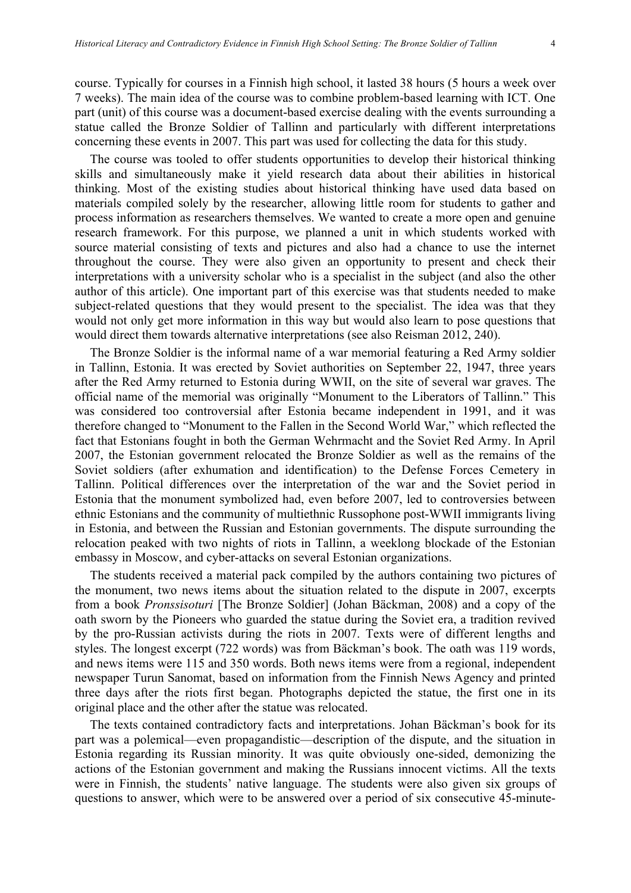course. Typically for courses in a Finnish high school, it lasted 38 hours (5 hours a week over 7 weeks). The main idea of the course was to combine problem-based learning with ICT. One part (unit) of this course was a document-based exercise dealing with the events surrounding a statue called the Bronze Soldier of Tallinn and particularly with different interpretations concerning these events in 2007. This part was used for collecting the data for this study.

The course was tooled to offer students opportunities to develop their historical thinking skills and simultaneously make it yield research data about their abilities in historical thinking. Most of the existing studies about historical thinking have used data based on materials compiled solely by the researcher, allowing little room for students to gather and process information as researchers themselves. We wanted to create a more open and genuine research framework. For this purpose, we planned a unit in which students worked with source material consisting of texts and pictures and also had a chance to use the internet throughout the course. They were also given an opportunity to present and check their interpretations with a university scholar who is a specialist in the subject (and also the other author of this article). One important part of this exercise was that students needed to make subject-related questions that they would present to the specialist. The idea was that they would not only get more information in this way but would also learn to pose questions that would direct them towards alternative interpretations (see also Reisman 2012, 240).

The Bronze Soldier is the informal name of a war memorial featuring a Red Army soldier in Tallinn, Estonia. It was erected by Soviet authorities on September 22, 1947, three years after the Red Army returned to Estonia during WWII, on the site of several war graves. The official name of the memorial was originally "Monument to the Liberators of Tallinn." This was considered too controversial after Estonia became independent in 1991, and it was therefore changed to "Monument to the Fallen in the Second World War," which reflected the fact that Estonians fought in both the German Wehrmacht and the Soviet Red Army. In April 2007, the Estonian government relocated the Bronze Soldier as well as the remains of the Soviet soldiers (after exhumation and identification) to the Defense Forces Cemetery in Tallinn. Political differences over the interpretation of the war and the Soviet period in Estonia that the monument symbolized had, even before 2007, led to controversies between ethnic Estonians and the community of multiethnic Russophone post-WWII immigrants living in Estonia, and between the Russian and Estonian governments. The dispute surrounding the relocation peaked with two nights of riots in Tallinn, a weeklong blockade of the Estonian embassy in Moscow, and cyber-attacks on several Estonian organizations.

The students received a material pack compiled by the authors containing two pictures of the monument, two news items about the situation related to the dispute in 2007, excerpts from a book *Pronssisoturi* [The Bronze Soldier] (Johan Bäckman, 2008) and a copy of the oath sworn by the Pioneers who guarded the statue during the Soviet era, a tradition revived by the pro-Russian activists during the riots in 2007. Texts were of different lengths and styles. The longest excerpt (722 words) was from Bäckman's book. The oath was 119 words, and news items were 115 and 350 words. Both news items were from a regional, independent newspaper Turun Sanomat, based on information from the Finnish News Agency and printed three days after the riots first began. Photographs depicted the statue, the first one in its original place and the other after the statue was relocated.

The texts contained contradictory facts and interpretations. Johan Bäckman's book for its part was a polemical—even propagandistic—description of the dispute, and the situation in Estonia regarding its Russian minority. It was quite obviously one-sided, demonizing the actions of the Estonian government and making the Russians innocent victims. All the texts were in Finnish, the students' native language. The students were also given six groups of questions to answer, which were to be answered over a period of six consecutive 45-minute-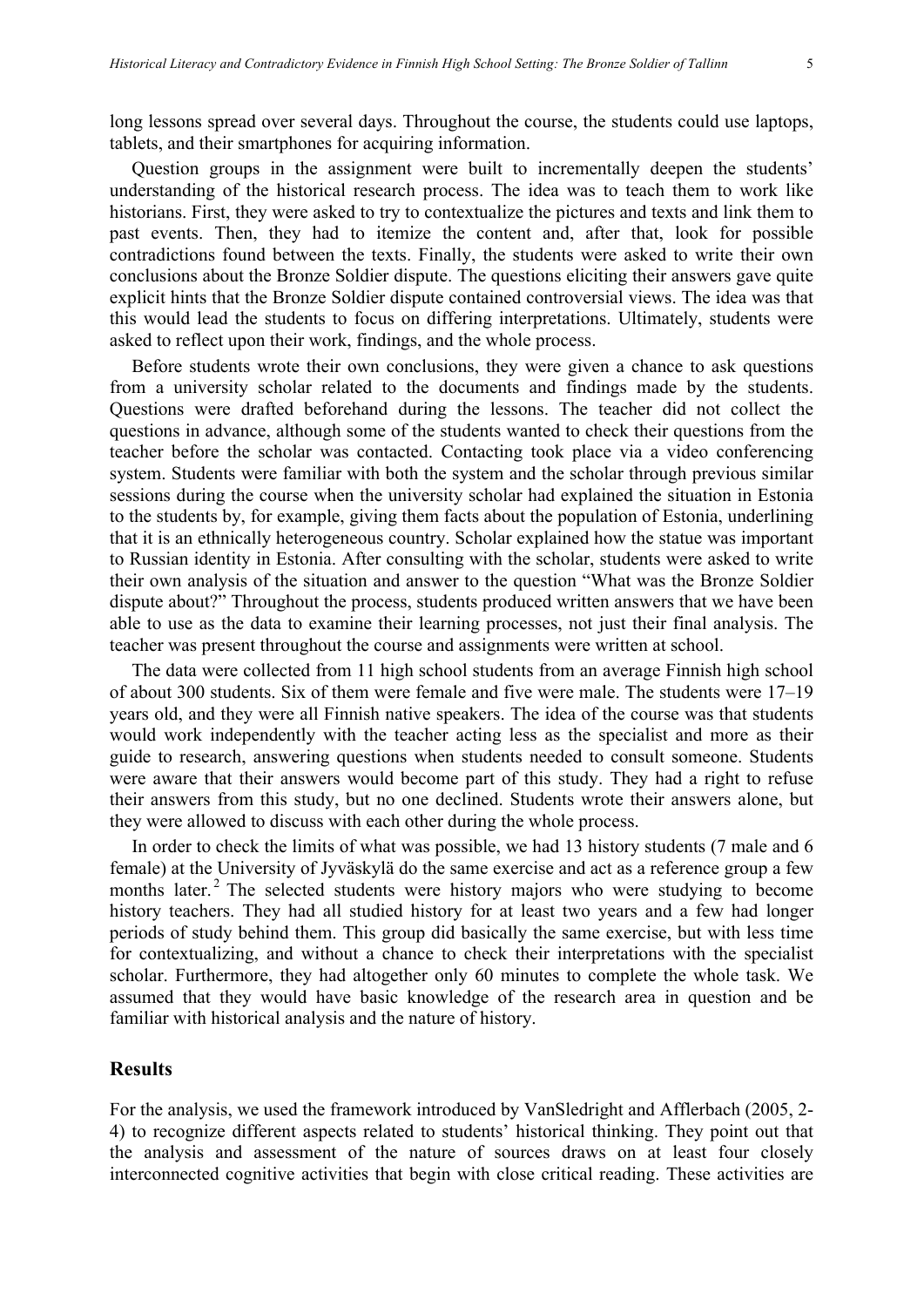long lessons spread over several days. Throughout the course, the students could use laptops, tablets, and their smartphones for acquiring information.

Question groups in the assignment were built to incrementally deepen the students' understanding of the historical research process. The idea was to teach them to work like historians. First, they were asked to try to contextualize the pictures and texts and link them to past events. Then, they had to itemize the content and, after that, look for possible contradictions found between the texts. Finally, the students were asked to write their own conclusions about the Bronze Soldier dispute. The questions eliciting their answers gave quite explicit hints that the Bronze Soldier dispute contained controversial views. The idea was that this would lead the students to focus on differing interpretations. Ultimately, students were asked to reflect upon their work, findings, and the whole process.

Before students wrote their own conclusions, they were given a chance to ask questions from a university scholar related to the documents and findings made by the students. Questions were drafted beforehand during the lessons. The teacher did not collect the questions in advance, although some of the students wanted to check their questions from the teacher before the scholar was contacted. Contacting took place via a video conferencing system. Students were familiar with both the system and the scholar through previous similar sessions during the course when the university scholar had explained the situation in Estonia to the students by, for example, giving them facts about the population of Estonia, underlining that it is an ethnically heterogeneous country. Scholar explained how the statue was important to Russian identity in Estonia. After consulting with the scholar, students were asked to write their own analysis of the situation and answer to the question "What was the Bronze Soldier dispute about?" Throughout the process, students produced written answers that we have been able to use as the data to examine their learning processes, not just their final analysis. The teacher was present throughout the course and assignments were written at school.

The data were collected from 11 high school students from an average Finnish high school of about 300 students. Six of them were female and five were male. The students were 17–19 years old, and they were all Finnish native speakers. The idea of the course was that students would work independently with the teacher acting less as the specialist and more as their guide to research, answering questions when students needed to consult someone. Students were aware that their answers would become part of this study. They had a right to refuse their answers from this study, but no one declined. Students wrote their answers alone, but they were allowed to discuss with each other during the whole process.

In order to check the limits of what was possible, we had 13 history students (7 male and 6 female) at the University of Jyväskylä do the same exercise and act as a reference group a few months later.[2] The selected students were history majors who were studying to become history teachers. They had all studied history for at least two years and a few had longer periods of study behind them. This group did basically the same exercise, but with less time for contextualizing, and without a chance to check their interpretations with the specialist scholar. Furthermore, they had altogether only 60 minutes to complete the whole task. We assumed that they would have basic knowledge of the research area in question and be familiar with historical analysis and the nature of history.

## Results

For the analysis, we used the framework introduced by VanSledright and Afflerbach (2005, 2-4) to recognize different aspects related to students' historical thinking. They point out that the analysis and assessment of the nature of sources draws on at least four closely interconnected cognitive activities that begin with close critical reading. These activities are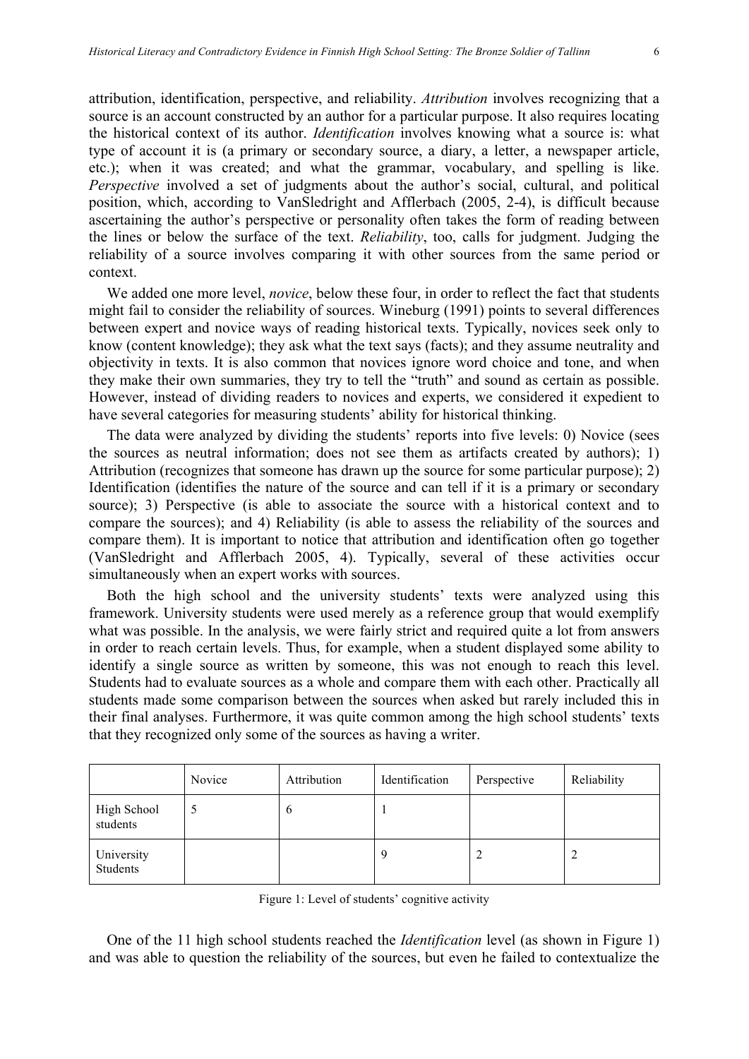attribution, identification, perspective, and reliability. *Attribution* involves recognizing that a source is an account constructed by an author for a particular purpose. It also requires locating the historical context of its author. *Identification* involves knowing what a source is: what type of account it is (a primary or secondary source, a diary, a letter, a newspaper article, etc.); when it was created; and what the grammar, vocabulary, and spelling is like. *Perspective* involved a set of judgments about the author's social, cultural, and political position, which, according to VanSledright and Afflerbach (2005, 2-4), is difficult because ascertaining the author's perspective or personality often takes the form of reading between the lines or below the surface of the text. *Reliability*, too, calls for judgment. Judging the reliability of a source involves comparing it with other sources from the same period or context.

We added one more level, *novice*, below these four, in order to reflect the fact that students might fail to consider the reliability of sources. Wineburg (1991) points to several differences between expert and novice ways of reading historical texts. Typically, novices seek only to know (content knowledge); they ask what the text says (facts); and they assume neutrality and objectivity in texts. It is also common that novices ignore word choice and tone, and when they make their own summaries, they try to tell the "truth" and sound as certain as possible. However, instead of dividing readers to novices and experts, we considered it expedient to have several categories for measuring students' ability for historical thinking.

The data were analyzed by dividing the students' reports into five levels: 0) Novice (sees the sources as neutral information; does not see them as artifacts created by authors); 1) Attribution (recognizes that someone has drawn up the source for some particular purpose); 2) Identification (identifies the nature of the source and can tell if it is a primary or secondary source); 3) Perspective (is able to associate the source with a historical context and to compare the sources); and 4) Reliability (is able to assess the reliability of the sources and compare them). It is important to notice that attribution and identification often go together (VanSledright and Afflerbach 2005, 4). Typically, several of these activities occur simultaneously when an expert works with sources.

Both the high school and the university students' texts were analyzed using this framework. University students were used merely as a reference group that would exemplify what was possible. In the analysis, we were fairly strict and required quite a lot from answers in order to reach certain levels. Thus, for example, when a student displayed some ability to identify a single source as written by someone, this was not enough to reach this level. Students had to evaluate sources as a whole and compare them with each other. Practically all students made some comparison between the sources when asked but rarely included this in their final analyses. Furthermore, it was quite common among the high school students' texts that they recognized only some of the sources as having a writer.

| | Novice | Attribution | Identification | Perspective | Reliability |
|---|---|---|---|---|---|
| High School students | 5 | 6 | 1 | | |
| University Students | | | 9 | 2 | 2 |

Figure 1: Level of students' cognitive activity

One of the 11 high school students reached the *Identification* level (as shown in Figure 1) and was able to question the reliability of the sources, but even he failed to contextualize the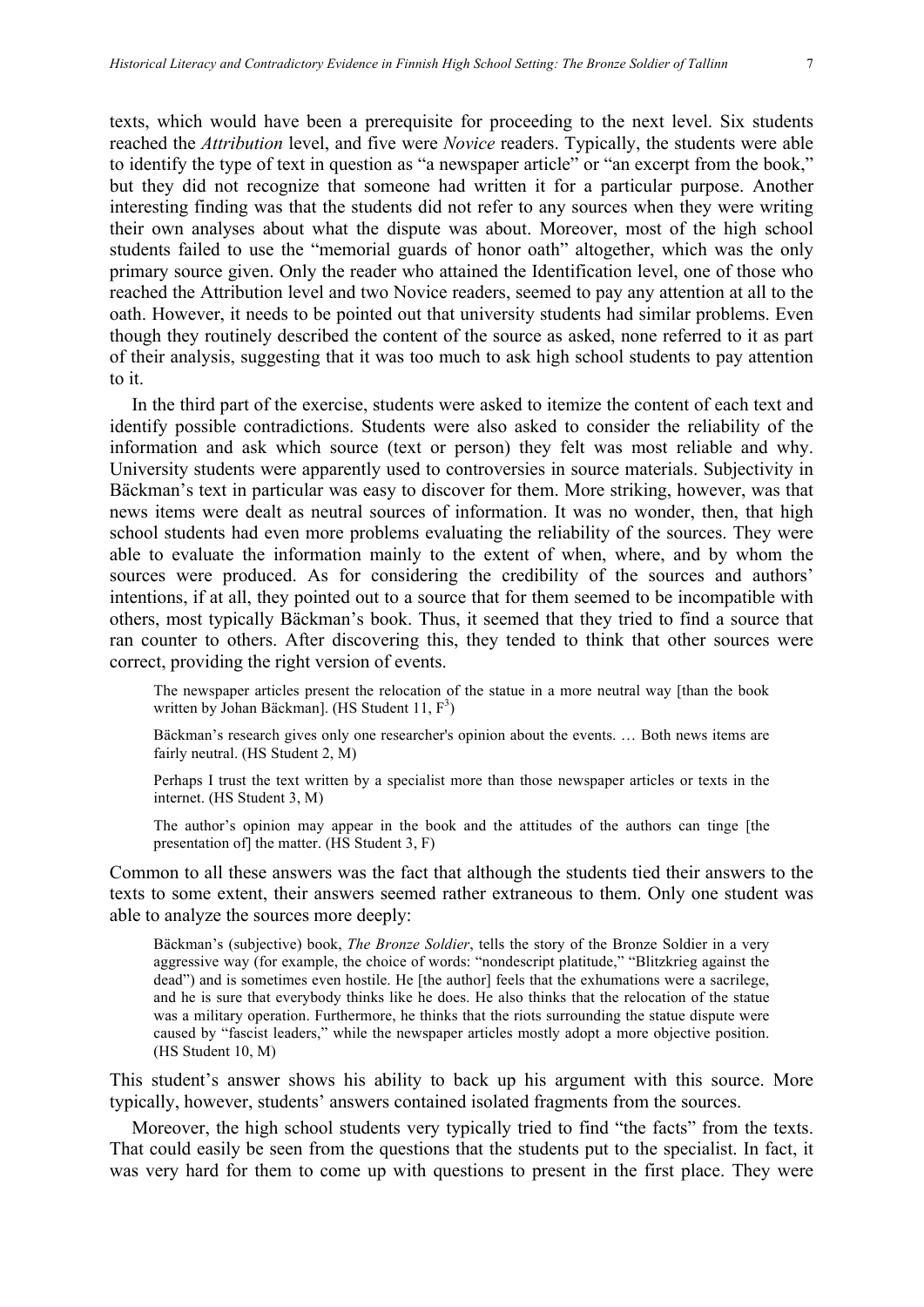texts, which would have been a prerequisite for proceeding to the next level. Six students reached the *Attribution* level, and five were *Novice* readers. Typically, the students were able to identify the type of text in question as "a newspaper article" or "an excerpt from the book," but they did not recognize that someone had written it for a particular purpose. Another interesting finding was that the students did not refer to any sources when they were writing their own analyses about what the dispute was about. Moreover, most of the high school students failed to use the "memorial guards of honor oath" altogether, which was the only primary source given. Only the reader who attained the Identification level, one of those who reached the Attribution level and two Novice readers, seemed to pay any attention at all to the oath. However, it needs to be pointed out that university students had similar problems. Even though they routinely described the content of the source as asked, none referred to it as part of their analysis, suggesting that it was too much to ask high school students to pay attention to it.

In the third part of the exercise, students were asked to itemize the content of each text and identify possible contradictions. Students were also asked to consider the reliability of the information and ask which source (text or person) they felt was most reliable and why. University students were apparently used to controversies in source materials. Subjectivity in Bäckman's text in particular was easy to discover for them. More striking, however, was that news items were dealt as neutral sources of information. It was no wonder, then, that high school students had even more problems evaluating the reliability of the sources. They were able to evaluate the information mainly to the extent of when, where, and by whom the sources were produced. As for considering the credibility of the sources and authors' intentions, if at all, they pointed out to a source that for them seemed to be incompatible with others, most typically Bäckman's book. Thus, it seemed that they tried to find a source that ran counter to others. After discovering this, they tended to think that other sources were correct, providing the right version of events.

> The newspaper articles present the relocation of the statue in a more neutral way [than the book written by Johan Bäckman]. (HS Student 11, F[3])

> Bäckman's research gives only one researcher's opinion about the events. … Both news items are fairly neutral. (HS Student 2, M)

> Perhaps I trust the text written by a specialist more than those newspaper articles or texts in the internet. (HS Student 3, M)

> The author's opinion may appear in the book and the attitudes of the authors can tinge [the presentation of] the matter. (HS Student 3, F)

Common to all these answers was the fact that although the students tied their answers to the texts to some extent, their answers seemed rather extraneous to them. Only one student was able to analyze the sources more deeply:

> Bäckman's (subjective) book, *The Bronze Soldier*, tells the story of the Bronze Soldier in a very aggressive way (for example, the choice of words: "nondescript platitude," "Blitzkrieg against the dead") and is sometimes even hostile. He [the author] feels that the exhumations were a sacrilege, and he is sure that everybody thinks like he does. He also thinks that the relocation of the statue was a military operation. Furthermore, he thinks that the riots surrounding the statue dispute were caused by "fascist leaders," while the newspaper articles mostly adopt a more objective position. (HS Student 10, M)

This student's answer shows his ability to back up his argument with this source. More typically, however, students' answers contained isolated fragments from the sources.

Moreover, the high school students very typically tried to find "the facts" from the texts. That could easily be seen from the questions that the students put to the specialist. In fact, it was very hard for them to come up with questions to present in the first place. They were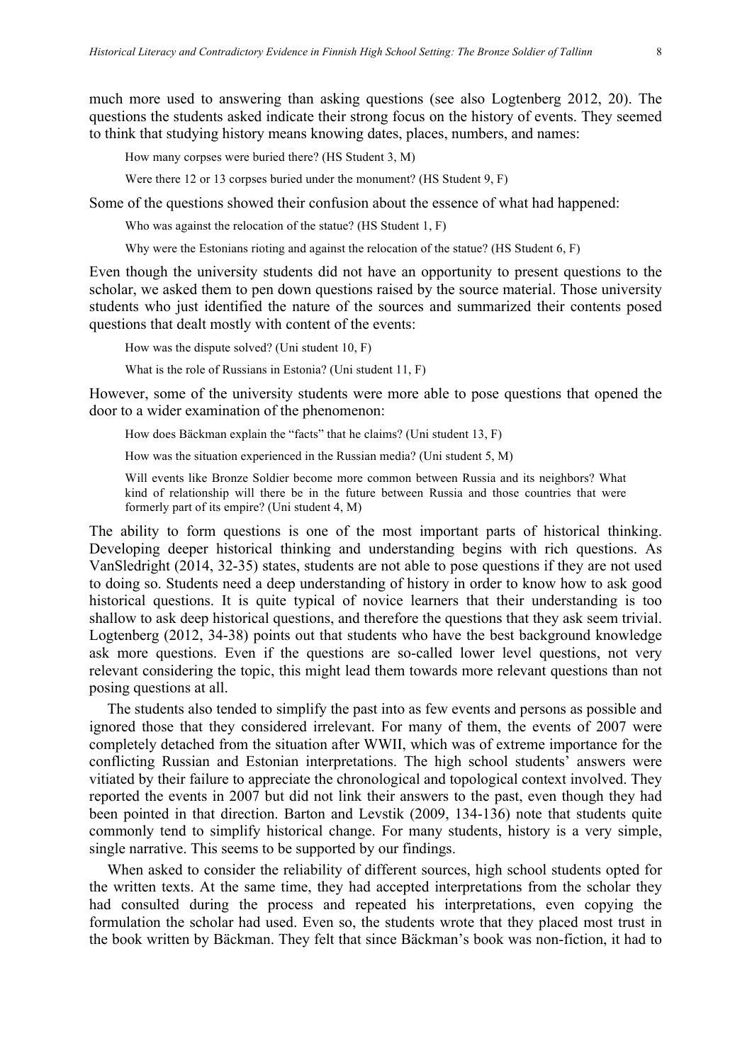much more used to answering than asking questions (see also Logtenberg 2012, 20). The questions the students asked indicate their strong focus on the history of events. They seemed to think that studying history means knowing dates, places, numbers, and names:

> How many corpses were buried there? (HS Student 3, M)
>
> Were there 12 or 13 corpses buried under the monument? (HS Student 9, F)

Some of the questions showed their confusion about the essence of what had happened:

> Who was against the relocation of the statue? (HS Student 1, F)
>
> Why were the Estonians rioting and against the relocation of the statue? (HS Student 6, F)

Even though the university students did not have an opportunity to present questions to the scholar, we asked them to pen down questions raised by the source material. Those university students who just identified the nature of the sources and summarized their contents posed questions that dealt mostly with content of the events:

> How was the dispute solved? (Uni student 10, F)
>
> What is the role of Russians in Estonia? (Uni student 11, F)

However, some of the university students were more able to pose questions that opened the door to a wider examination of the phenomenon:

> How does Bäckman explain the "facts" that he claims? (Uni student 13, F)
>
> How was the situation experienced in the Russian media? (Uni student 5, M)
>
> Will events like Bronze Soldier become more common between Russia and its neighbors? What kind of relationship will there be in the future between Russia and those countries that were formerly part of its empire? (Uni student 4, M)

The ability to form questions is one of the most important parts of historical thinking. Developing deeper historical thinking and understanding begins with rich questions. As VanSledright (2014, 32-35) states, students are not able to pose questions if they are not used to doing so. Students need a deep understanding of history in order to know how to ask good historical questions. It is quite typical of novice learners that their understanding is too shallow to ask deep historical questions, and therefore the questions that they ask seem trivial. Logtenberg (2012, 34-38) points out that students who have the best background knowledge ask more questions. Even if the questions are so-called lower level questions, not very relevant considering the topic, this might lead them towards more relevant questions than not posing questions at all.

The students also tended to simplify the past into as few events and persons as possible and ignored those that they considered irrelevant. For many of them, the events of 2007 were completely detached from the situation after WWII, which was of extreme importance for the conflicting Russian and Estonian interpretations. The high school students' answers were vitiated by their failure to appreciate the chronological and topological context involved. They reported the events in 2007 but did not link their answers to the past, even though they had been pointed in that direction. Barton and Levstik (2009, 134-136) note that students quite commonly tend to simplify historical change. For many students, history is a very simple, single narrative. This seems to be supported by our findings.

When asked to consider the reliability of different sources, high school students opted for the written texts. At the same time, they had accepted interpretations from the scholar they had consulted during the process and repeated his interpretations, even copying the formulation the scholar had used. Even so, the students wrote that they placed most trust in the book written by Bäckman. They felt that since Bäckman's book was non-fiction, it had to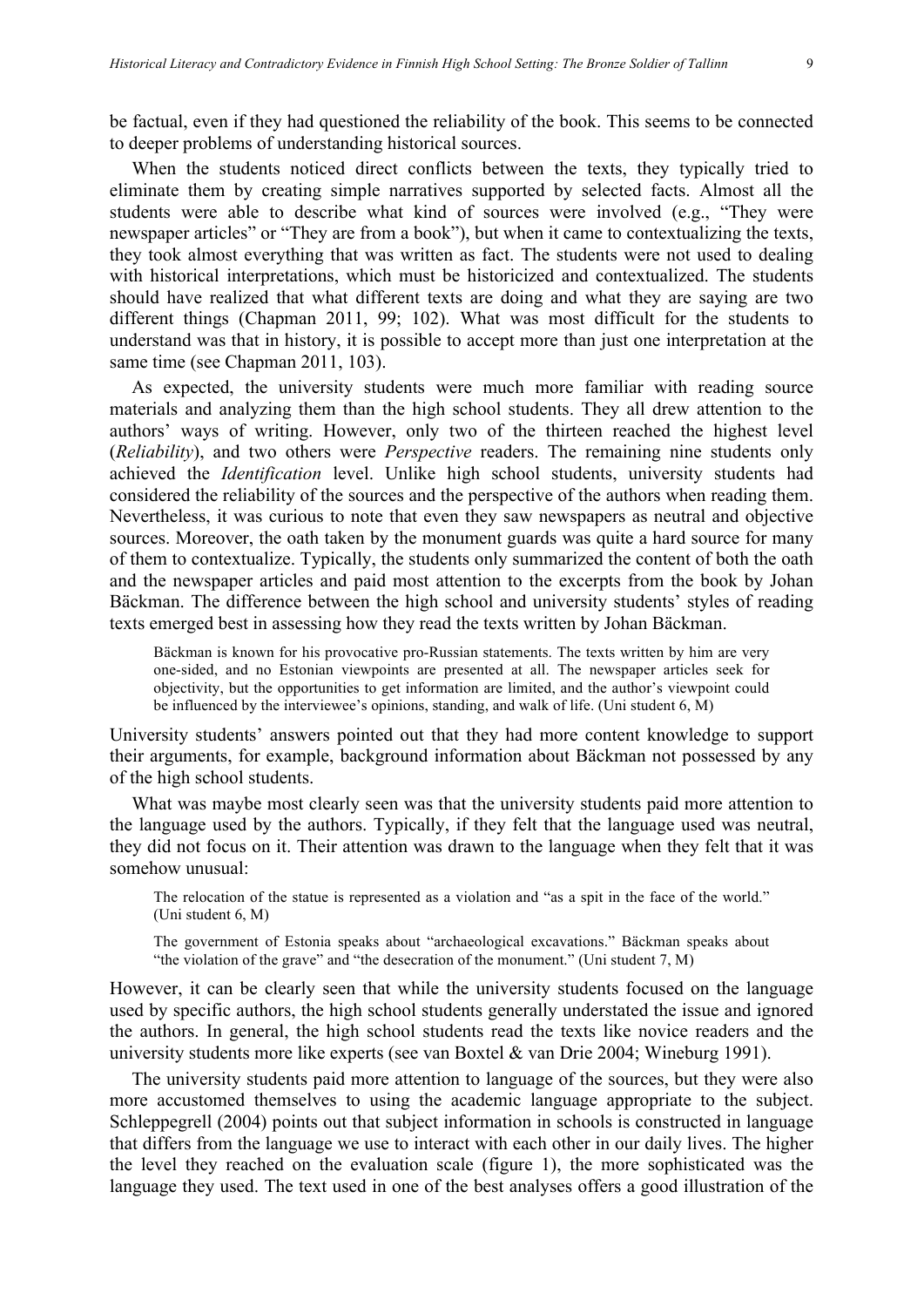be factual, even if they had questioned the reliability of the book. This seems to be connected to deeper problems of understanding historical sources.

When the students noticed direct conflicts between the texts, they typically tried to eliminate them by creating simple narratives supported by selected facts. Almost all the students were able to describe what kind of sources were involved (e.g., "They were newspaper articles" or "They are from a book"), but when it came to contextualizing the texts, they took almost everything that was written as fact. The students were not used to dealing with historical interpretations, which must be historicized and contextualized. The students should have realized that what different texts are doing and what they are saying are two different things (Chapman 2011, 99; 102). What was most difficult for the students to understand was that in history, it is possible to accept more than just one interpretation at the same time (see Chapman 2011, 103).

As expected, the university students were much more familiar with reading source materials and analyzing them than the high school students. They all drew attention to the authors' ways of writing. However, only two of the thirteen reached the highest level (*Reliability*), and two others were *Perspective* readers. The remaining nine students only achieved the *Identification* level. Unlike high school students, university students had considered the reliability of the sources and the perspective of the authors when reading them. Nevertheless, it was curious to note that even they saw newspapers as neutral and objective sources. Moreover, the oath taken by the monument guards was quite a hard source for many of them to contextualize. Typically, the students only summarized the content of both the oath and the newspaper articles and paid most attention to the excerpts from the book by Johan Bäckman. The difference between the high school and university students' styles of reading texts emerged best in assessing how they read the texts written by Johan Bäckman.

> Bäckman is known for his provocative pro-Russian statements. The texts written by him are very one-sided, and no Estonian viewpoints are presented at all. The newspaper articles seek for objectivity, but the opportunities to get information are limited, and the author's viewpoint could be influenced by the interviewee's opinions, standing, and walk of life. (Uni student 6, M)

University students' answers pointed out that they had more content knowledge to support their arguments, for example, background information about Bäckman not possessed by any of the high school students.

What was maybe most clearly seen was that the university students paid more attention to the language used by the authors. Typically, if they felt that the language used was neutral, they did not focus on it. Their attention was drawn to the language when they felt that it was somehow unusual:

> The relocation of the statue is represented as a violation and "as a spit in the face of the world." (Uni student 6, M)

> The government of Estonia speaks about "archaeological excavations." Bäckman speaks about "the violation of the grave" and "the desecration of the monument." (Uni student 7, M)

However, it can be clearly seen that while the university students focused on the language used by specific authors, the high school students generally understated the issue and ignored the authors. In general, the high school students read the texts like novice readers and the university students more like experts (see van Boxtel & van Drie 2004; Wineburg 1991).

The university students paid more attention to language of the sources, but they were also more accustomed themselves to using the academic language appropriate to the subject. Schleppegrell (2004) points out that subject information in schools is constructed in language that differs from the language we use to interact with each other in our daily lives. The higher the level they reached on the evaluation scale (figure 1), the more sophisticated was the language they used. The text used in one of the best analyses offers a good illustration of the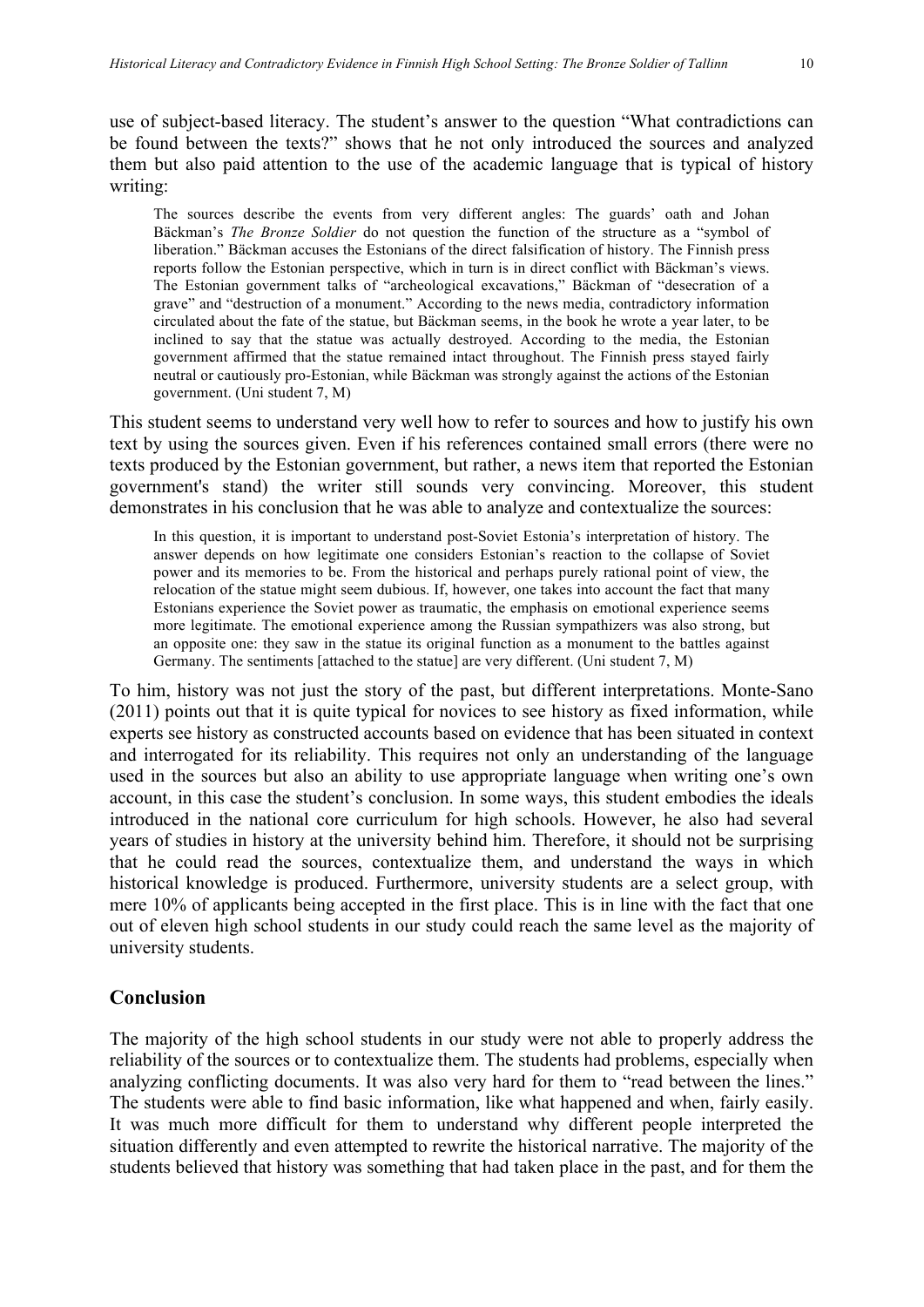use of subject-based literacy. The student's answer to the question "What contradictions can be found between the texts?" shows that he not only introduced the sources and analyzed them but also paid attention to the use of the academic language that is typical of history writing:

> The sources describe the events from very different angles: The guards' oath and Johan Bäckman's *The Bronze Soldier* do not question the function of the structure as a "symbol of liberation." Bäckman accuses the Estonians of the direct falsification of history. The Finnish press reports follow the Estonian perspective, which in turn is in direct conflict with Bäckman's views. The Estonian government talks of "archeological excavations," Bäckman of "desecration of a grave" and "destruction of a monument." According to the news media, contradictory information circulated about the fate of the statue, but Bäckman seems, in the book he wrote a year later, to be inclined to say that the statue was actually destroyed. According to the media, the Estonian government affirmed that the statue remained intact throughout. The Finnish press stayed fairly neutral or cautiously pro-Estonian, while Bäckman was strongly against the actions of the Estonian government. (Uni student 7, M)

This student seems to understand very well how to refer to sources and how to justify his own text by using the sources given. Even if his references contained small errors (there were no texts produced by the Estonian government, but rather, a news item that reported the Estonian government's stand) the writer still sounds very convincing. Moreover, this student demonstrates in his conclusion that he was able to analyze and contextualize the sources:

> In this question, it is important to understand post-Soviet Estonia's interpretation of history. The answer depends on how legitimate one considers Estonian's reaction to the collapse of Soviet power and its memories to be. From the historical and perhaps purely rational point of view, the relocation of the statue might seem dubious. If, however, one takes into account the fact that many Estonians experience the Soviet power as traumatic, the emphasis on emotional experience seems more legitimate. The emotional experience among the Russian sympathizers was also strong, but an opposite one: they saw in the statue its original function as a monument to the battles against Germany. The sentiments [attached to the statue] are very different. (Uni student 7, M)

To him, history was not just the story of the past, but different interpretations. Monte-Sano (2011) points out that it is quite typical for novices to see history as fixed information, while experts see history as constructed accounts based on evidence that has been situated in context and interrogated for its reliability. This requires not only an understanding of the language used in the sources but also an ability to use appropriate language when writing one's own account, in this case the student's conclusion. In some ways, this student embodies the ideals introduced in the national core curriculum for high schools. However, he also had several years of studies in history at the university behind him. Therefore, it should not be surprising that he could read the sources, contextualize them, and understand the ways in which historical knowledge is produced. Furthermore, university students are a select group, with mere 10% of applicants being accepted in the first place. This is in line with the fact that one out of eleven high school students in our study could reach the same level as the majority of university students.

## Conclusion

The majority of the high school students in our study were not able to properly address the reliability of the sources or to contextualize them. The students had problems, especially when analyzing conflicting documents. It was also very hard for them to "read between the lines." The students were able to find basic information, like what happened and when, fairly easily. It was much more difficult for them to understand why different people interpreted the situation differently and even attempted to rewrite the historical narrative. The majority of the students believed that history was something that had taken place in the past, and for them the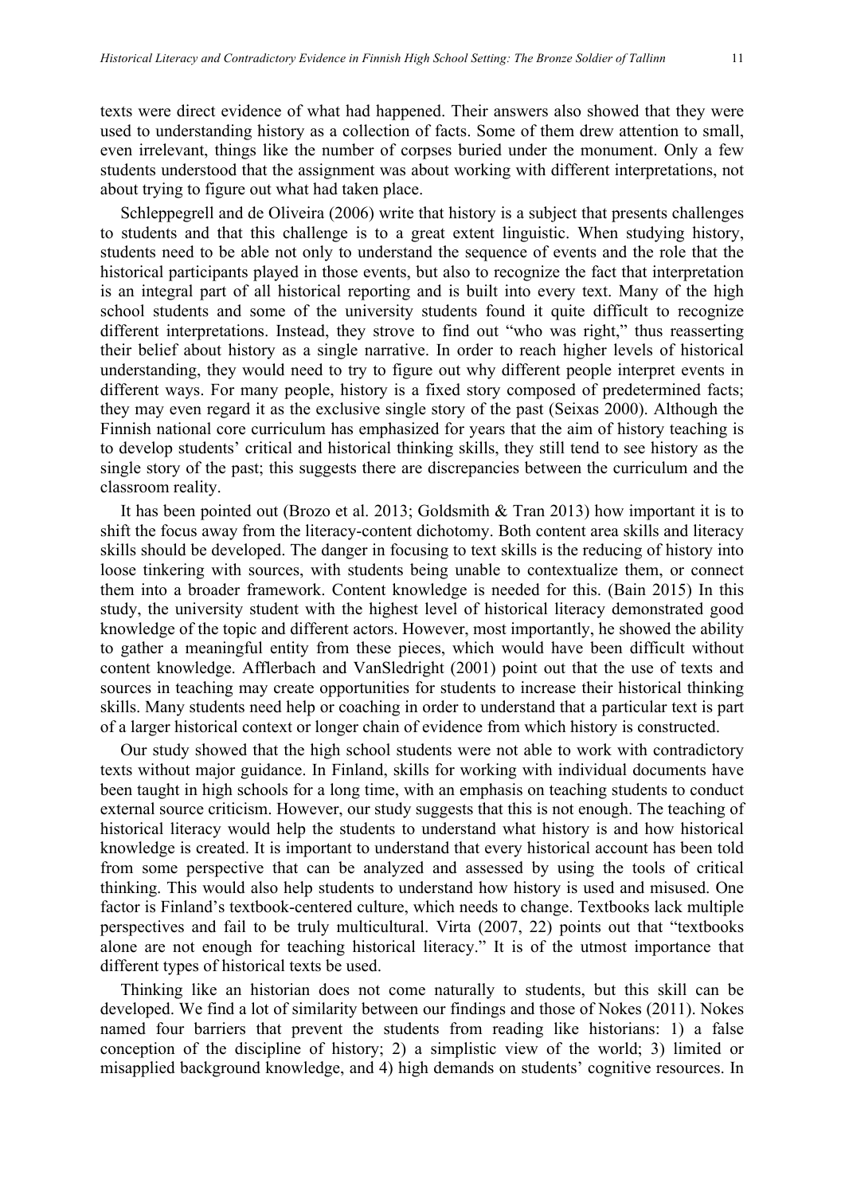texts were direct evidence of what had happened. Their answers also showed that they were used to understanding history as a collection of facts. Some of them drew attention to small, even irrelevant, things like the number of corpses buried under the monument. Only a few students understood that the assignment was about working with different interpretations, not about trying to figure out what had taken place.

Schleppegrell and de Oliveira (2006) write that history is a subject that presents challenges to students and that this challenge is to a great extent linguistic. When studying history, students need to be able not only to understand the sequence of events and the role that the historical participants played in those events, but also to recognize the fact that interpretation is an integral part of all historical reporting and is built into every text. Many of the high school students and some of the university students found it quite difficult to recognize different interpretations. Instead, they strove to find out "who was right," thus reasserting their belief about history as a single narrative. In order to reach higher levels of historical understanding, they would need to try to figure out why different people interpret events in different ways. For many people, history is a fixed story composed of predetermined facts; they may even regard it as the exclusive single story of the past (Seixas 2000). Although the Finnish national core curriculum has emphasized for years that the aim of history teaching is to develop students' critical and historical thinking skills, they still tend to see history as the single story of the past; this suggests there are discrepancies between the curriculum and the classroom reality.

It has been pointed out (Brozo et al. 2013; Goldsmith & Tran 2013) how important it is to shift the focus away from the literacy-content dichotomy. Both content area skills and literacy skills should be developed. The danger in focusing to text skills is the reducing of history into loose tinkering with sources, with students being unable to contextualize them, or connect them into a broader framework. Content knowledge is needed for this. (Bain 2015) In this study, the university student with the highest level of historical literacy demonstrated good knowledge of the topic and different actors. However, most importantly, he showed the ability to gather a meaningful entity from these pieces, which would have been difficult without content knowledge. Afflerbach and VanSledright (2001) point out that the use of texts and sources in teaching may create opportunities for students to increase their historical thinking skills. Many students need help or coaching in order to understand that a particular text is part of a larger historical context or longer chain of evidence from which history is constructed.

Our study showed that the high school students were not able to work with contradictory texts without major guidance. In Finland, skills for working with individual documents have been taught in high schools for a long time, with an emphasis on teaching students to conduct external source criticism. However, our study suggests that this is not enough. The teaching of historical literacy would help the students to understand what history is and how historical knowledge is created. It is important to understand that every historical account has been told from some perspective that can be analyzed and assessed by using the tools of critical thinking. This would also help students to understand how history is used and misused. One factor is Finland's textbook-centered culture, which needs to change. Textbooks lack multiple perspectives and fail to be truly multicultural. Virta (2007, 22) points out that "textbooks alone are not enough for teaching historical literacy." It is of the utmost importance that different types of historical texts be used.

Thinking like an historian does not come naturally to students, but this skill can be developed. We find a lot of similarity between our findings and those of Nokes (2011). Nokes named four barriers that prevent the students from reading like historians: 1) a false conception of the discipline of history; 2) a simplistic view of the world; 3) limited or misapplied background knowledge, and 4) high demands on students' cognitive resources. In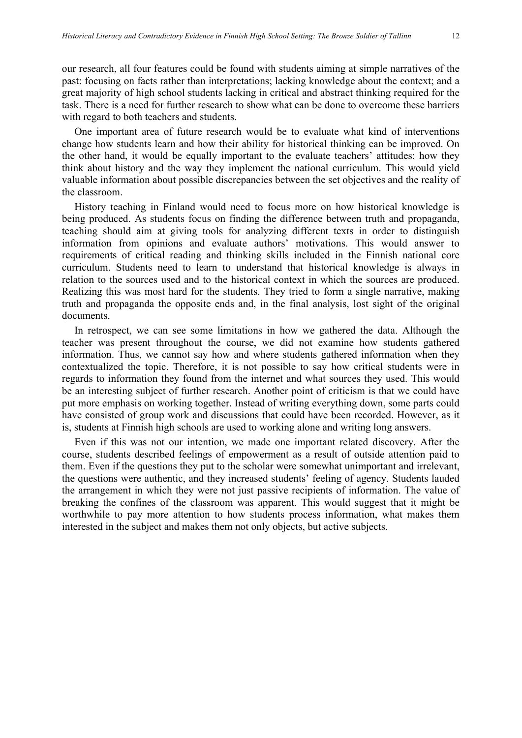our research, all four features could be found with students aiming at simple narratives of the past: focusing on facts rather than interpretations; lacking knowledge about the context; and a great majority of high school students lacking in critical and abstract thinking required for the task. There is a need for further research to show what can be done to overcome these barriers with regard to both teachers and students.

One important area of future research would be to evaluate what kind of interventions change how students learn and how their ability for historical thinking can be improved. On the other hand, it would be equally important to the evaluate teachers' attitudes: how they think about history and the way they implement the national curriculum. This would yield valuable information about possible discrepancies between the set objectives and the reality of the classroom.

History teaching in Finland would need to focus more on how historical knowledge is being produced. As students focus on finding the difference between truth and propaganda, teaching should aim at giving tools for analyzing different texts in order to distinguish information from opinions and evaluate authors' motivations. This would answer to requirements of critical reading and thinking skills included in the Finnish national core curriculum. Students need to learn to understand that historical knowledge is always in relation to the sources used and to the historical context in which the sources are produced. Realizing this was most hard for the students. They tried to form a single narrative, making truth and propaganda the opposite ends and, in the final analysis, lost sight of the original documents.

In retrospect, we can see some limitations in how we gathered the data. Although the teacher was present throughout the course, we did not examine how students gathered information. Thus, we cannot say how and where students gathered information when they contextualized the topic. Therefore, it is not possible to say how critical students were in regards to information they found from the internet and what sources they used. This would be an interesting subject of further research. Another point of criticism is that we could have put more emphasis on working together. Instead of writing everything down, some parts could have consisted of group work and discussions that could have been recorded. However, as it is, students at Finnish high schools are used to working alone and writing long answers.

Even if this was not our intention, we made one important related discovery. After the course, students described feelings of empowerment as a result of outside attention paid to them. Even if the questions they put to the scholar were somewhat unimportant and irrelevant, the questions were authentic, and they increased students' feeling of agency. Students lauded the arrangement in which they were not just passive recipients of information. The value of breaking the confines of the classroom was apparent. This would suggest that it might be worthwhile to pay more attention to how students process information, what makes them interested in the subject and makes them not only objects, but active subjects.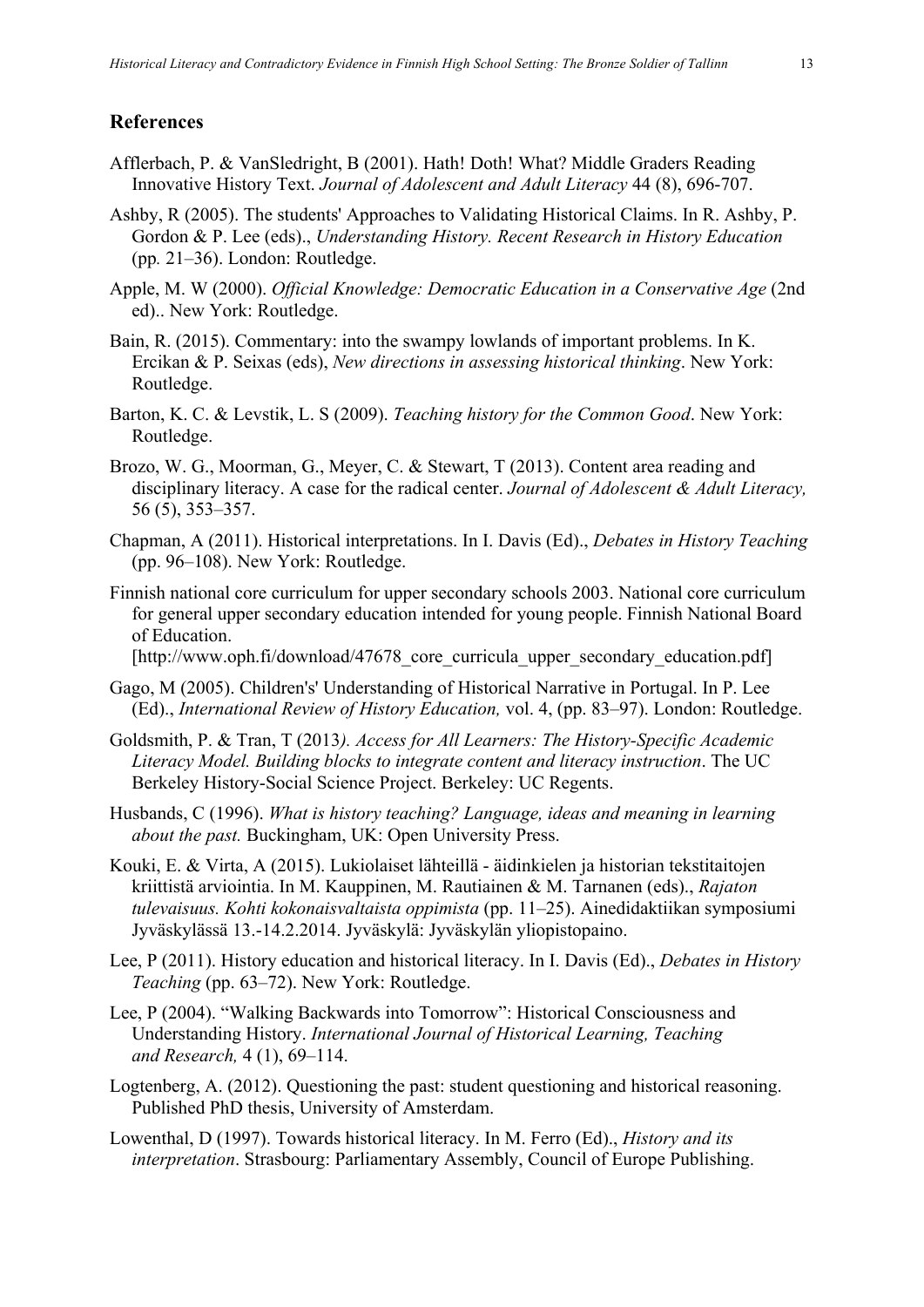## References

Afflerbach, P. & VanSledright, B (2001). Hath! Doth! What? Middle Graders Reading Innovative History Text. *Journal of Adolescent and Adult Literacy* 44 (8), 696-707.

Ashby, R (2005). The students' Approaches to Validating Historical Claims. In R. Ashby, P. Gordon & P. Lee (eds)., *Understanding History. Recent Research in History Education* (pp*.* 21–36). London: Routledge.

Apple, M. W (2000). *Official Knowledge: Democratic Education in a Conservative Age* (2nd ed).. New York: Routledge.

Bain, R. (2015). Commentary: into the swampy lowlands of important problems. In K. Ercikan & P. Seixas (eds), *New directions in assessing historical thinking*. New York: Routledge.

Barton, K. C. & Levstik, L. S (2009). *Teaching history for the Common Good*. New York: Routledge.

Brozo, W. G., Moorman, G., Meyer, C. & Stewart, T (2013). Content area reading and disciplinary literacy. A case for the radical center. *Journal of Adolescent & Adult Literacy,* 56 (5), 353–357.

Chapman, A (2011). Historical interpretations. In I. Davis (Ed)., *Debates in History Teaching* (pp. 96–108). New York: Routledge.

Finnish national core curriculum for upper secondary schools 2003. National core curriculum for general upper secondary education intended for young people. Finnish National Board of Education. [http://www.oph.fi/download/47678_core_curricula_upper_secondary_education.pdf]

Gago, M (2005). Children's' Understanding of Historical Narrative in Portugal. In P. Lee (Ed)., *International Review of History Education,* vol. 4, (pp. 83–97). London: Routledge.

Goldsmith, P. & Tran, T (2013*). Access for All Learners: The History-Specific Academic Literacy Model. Building blocks to integrate content and literacy instruction*. The UC Berkeley History-Social Science Project. Berkeley: UC Regents.

Husbands, C (1996). *What is history teaching? Language, ideas and meaning in learning about the past.* Buckingham, UK: Open University Press.

Kouki, E. & Virta, A (2015). Lukiolaiset lähteillä - äidinkielen ja historian tekstitaitojen kriittistä arviointia. In M. Kauppinen, M. Rautiainen & M. Tarnanen (eds)., *Rajaton tulevaisuus. Kohti kokonaisvaltaista oppimista* (pp. 11–25). Ainedidaktiikan symposiumi Jyväskylässä 13.-14.2.2014. Jyväskylä: Jyväskylän yliopistopaino.

Lee, P (2011). History education and historical literacy. In I. Davis (Ed)., *Debates in History Teaching* (pp. 63–72). New York: Routledge.

Lee, P (2004). "Walking Backwards into Tomorrow": Historical Consciousness and Understanding History. *International Journal of Historical Learning, Teaching and Research,* 4 (1), 69–114.

Logtenberg, A. (2012). Questioning the past: student questioning and historical reasoning. Published PhD thesis, University of Amsterdam.

Lowenthal, D (1997). Towards historical literacy. In M. Ferro (Ed)., *History and its interpretation*. Strasbourg: Parliamentary Assembly, Council of Europe Publishing.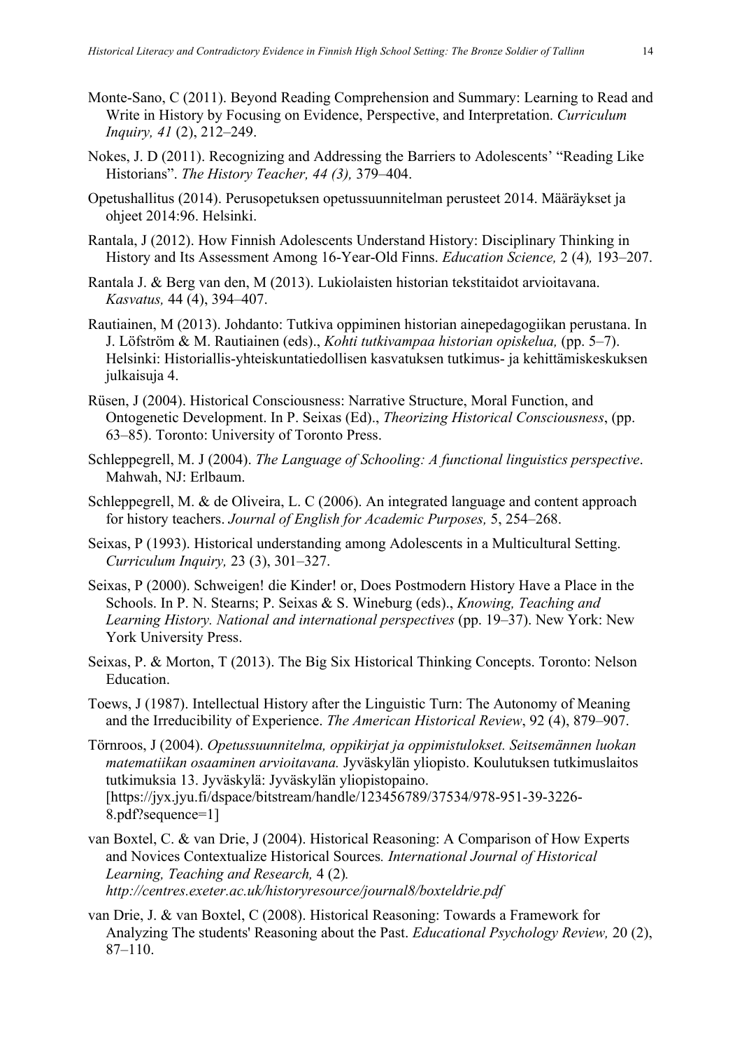Monte-Sano, C (2011). Beyond Reading Comprehension and Summary: Learning to Read and Write in History by Focusing on Evidence, Perspective, and Interpretation. *Curriculum Inquiry, 41* (2), 212–249.

Nokes, J. D (2011). Recognizing and Addressing the Barriers to Adolescents' "Reading Like Historians". *The History Teacher, 44 (3),* 379–404.

Opetushallitus (2014). Perusopetuksen opetussuunnitelman perusteet 2014. Määräykset ja ohjeet 2014:96. Helsinki.

Rantala, J (2012). How Finnish Adolescents Understand History: Disciplinary Thinking in History and Its Assessment Among 16-Year-Old Finns. *Education Science,* 2 (4)*,* 193–207.

Rantala J. & Berg van den, M (2013). Lukiolaisten historian tekstitaidot arvioitavana. *Kasvatus,* 44 (4), 394–407.

Rautiainen, M (2013). Johdanto: Tutkiva oppiminen historian ainepedagogiikan perustana. In J. Löfström & M. Rautiainen (eds)., *Kohti tutkivampaa historian opiskelua,* (pp. 5–7). Helsinki: Historiallis-yhteiskuntatiedollisen kasvatuksen tutkimus- ja kehittämiskeskuksen julkaisuja 4.

Rüsen, J (2004). Historical Consciousness: Narrative Structure, Moral Function, and Ontogenetic Development. In P. Seixas (Ed)., *Theorizing Historical Consciousness*, (pp. 63–85). Toronto: University of Toronto Press.

Schleppegrell, M. J (2004). *The Language of Schooling: A functional linguistics perspective*. Mahwah, NJ: Erlbaum.

Schleppegrell, M. & de Oliveira, L. C (2006). An integrated language and content approach for history teachers. *Journal of English for Academic Purposes,* 5, 254–268.

Seixas, P (1993). Historical understanding among Adolescents in a Multicultural Setting. *Curriculum Inquiry,* 23 (3), 301–327.

Seixas, P (2000). Schweigen! die Kinder! or, Does Postmodern History Have a Place in the Schools. In P. N. Stearns; P. Seixas & S. Wineburg (eds)., *Knowing, Teaching and Learning History. National and international perspectives* (pp. 19–37). New York: New York University Press.

Seixas, P. & Morton, T (2013). The Big Six Historical Thinking Concepts. Toronto: Nelson Education.

Toews, J (1987). Intellectual History after the Linguistic Turn: The Autonomy of Meaning and the Irreducibility of Experience. *The American Historical Review*, 92 (4), 879–907.

Törnroos, J (2004). *Opetussuunnitelma, oppikirjat ja oppimistulokset. Seitsemännen luokan matematiikan osaaminen arvioitavana.* Jyväskylän yliopisto. Koulutuksen tutkimuslaitos tutkimuksia 13. Jyväskylä: Jyväskylän yliopistopaino. [https://jyx.jyu.fi/dspace/bitstream/handle/123456789/37534/978-951-39-3226-8.pdf?sequence=1]

van Boxtel, C. & van Drie, J (2004). Historical Reasoning: A Comparison of How Experts and Novices Contextualize Historical Sources*. International Journal of Historical Learning, Teaching and Research,* 4 (2)*. http://centres.exeter.ac.uk/historyresource/journal8/boxteldrie.pdf*

van Drie, J. & van Boxtel, C (2008). Historical Reasoning: Towards a Framework for Analyzing The students' Reasoning about the Past. *Educational Psychology Review,* 20 (2), 87–110.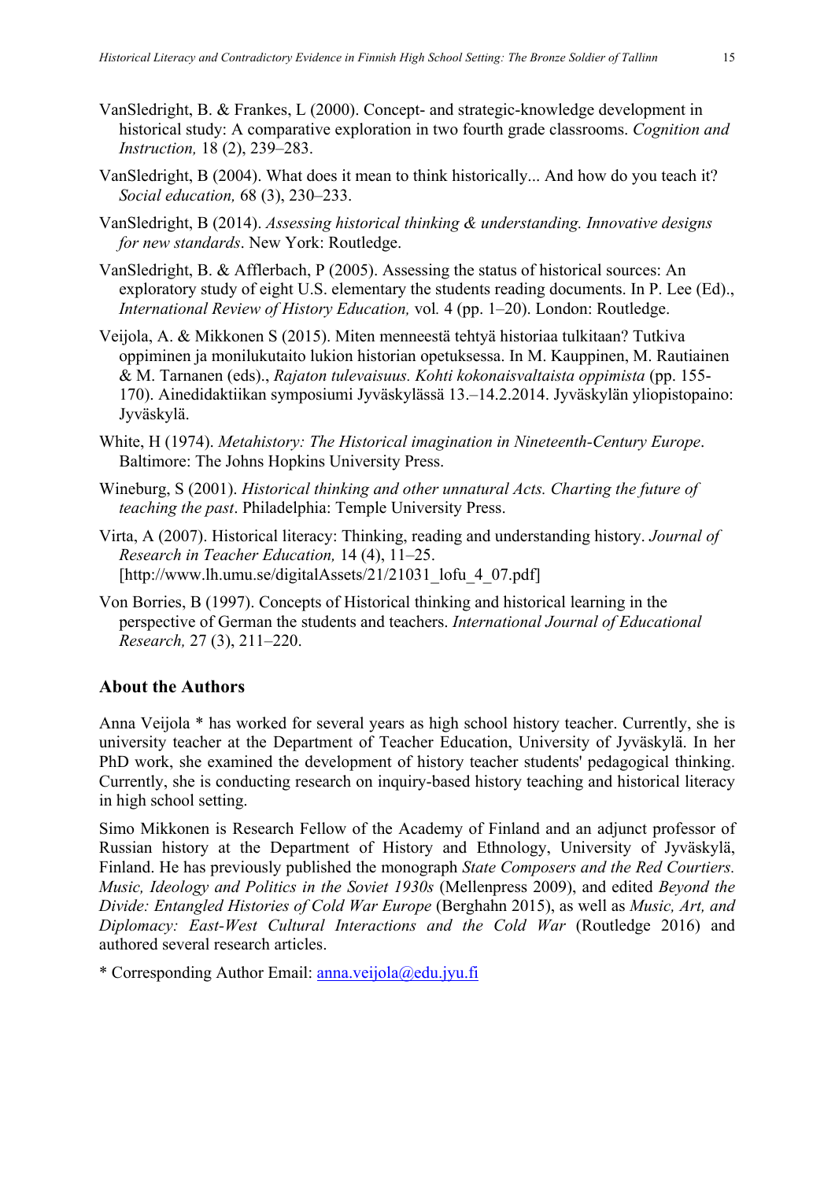VanSledright, B. & Frankes, L (2000). Concept- and strategic-knowledge development in historical study: A comparative exploration in two fourth grade classrooms. *Cognition and Instruction,* 18 (2), 239–283.

VanSledright, B (2004). What does it mean to think historically... And how do you teach it? *Social education,* 68 (3), 230–233.

VanSledright, B (2014). *Assessing historical thinking & understanding. Innovative designs for new standards*. New York: Routledge.

VanSledright, B. & Afflerbach, P (2005). Assessing the status of historical sources: An exploratory study of eight U.S. elementary the students reading documents. In P. Lee (Ed)., *International Review of History Education,* vol*.* 4 (pp. 1–20). London: Routledge.

Veijola, A. & Mikkonen S (2015). Miten menneestä tehtyä historiaa tulkitaan? Tutkiva oppiminen ja monilukutaito lukion historian opetuksessa. In M. Kauppinen, M. Rautiainen & M. Tarnanen (eds)., *Rajaton tulevaisuus. Kohti kokonaisvaltaista oppimista* (pp. 155-170). Ainedidaktiikan symposiumi Jyväskylässä 13.–14.2.2014. Jyväskylän yliopistopaino: Jyväskylä.

White, H (1974). *Metahistory: The Historical imagination in Nineteenth-Century Europe*. Baltimore: The Johns Hopkins University Press.

Wineburg, S (2001). *Historical thinking and other unnatural Acts. Charting the future of teaching the past*. Philadelphia: Temple University Press.

Virta, A (2007). Historical literacy: Thinking, reading and understanding history. *Journal of Research in Teacher Education,* 14 (4), 11–25. [http://www.lh.umu.se/digitalAssets/21/21031_lofu_4_07.pdf]

Von Borries, B (1997). Concepts of Historical thinking and historical learning in the perspective of German the students and teachers. *International Journal of Educational Research,* 27 (3), 211–220.

## About the Authors

Anna Veijola * has worked for several years as high school history teacher. Currently, she is university teacher at the Department of Teacher Education, University of Jyväskylä. In her PhD work, she examined the development of history teacher students' pedagogical thinking. Currently, she is conducting research on inquiry-based history teaching and historical literacy in high school setting.

Simo Mikkonen is Research Fellow of the Academy of Finland and an adjunct professor of Russian history at the Department of History and Ethnology, University of Jyväskylä, Finland. He has previously published the monograph *State Composers and the Red Courtiers. Music, Ideology and Politics in the Soviet 1930s* (Mellenpress 2009), and edited *Beyond the Divide: Entangled Histories of Cold War Europe* (Berghahn 2015), as well as *Music, Art, and Diplomacy: East-West Cultural Interactions and the Cold War* (Routledge 2016) and authored several research articles.

* Corresponding Author Email: anna.veijola@edu.jyu.fi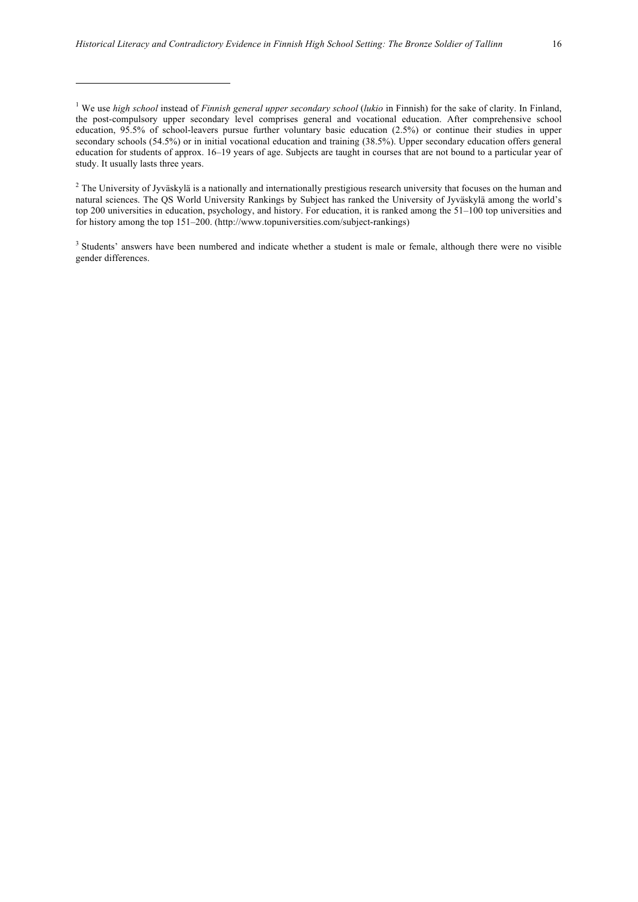[1] We use *high school* instead of *Finnish general upper secondary school* (*lukio* in Finnish) for the sake of clarity. In Finland, the post-compulsory upper secondary level comprises general and vocational education. After comprehensive school education, 95.5% of school-leavers pursue further voluntary basic education (2.5%) or continue their studies in upper secondary schools (54.5%) or in initial vocational education and training (38.5%). Upper secondary education offers general education for students of approx. 16–19 years of age. Subjects are taught in courses that are not bound to a particular year of study. It usually lasts three years.

[2] The University of Jyväskylä is a nationally and internationally prestigious research university that focuses on the human and natural sciences. The QS World University Rankings by Subject has ranked the University of Jyväskylä among the world's top 200 universities in education, psychology, and history. For education, it is ranked among the 51–100 top universities and for history among the top 151–200. (http://www.topuniversities.com/subject-rankings)

[3] Students' answers have been numbered and indicate whether a student is male or female, although there were no visible gender differences.